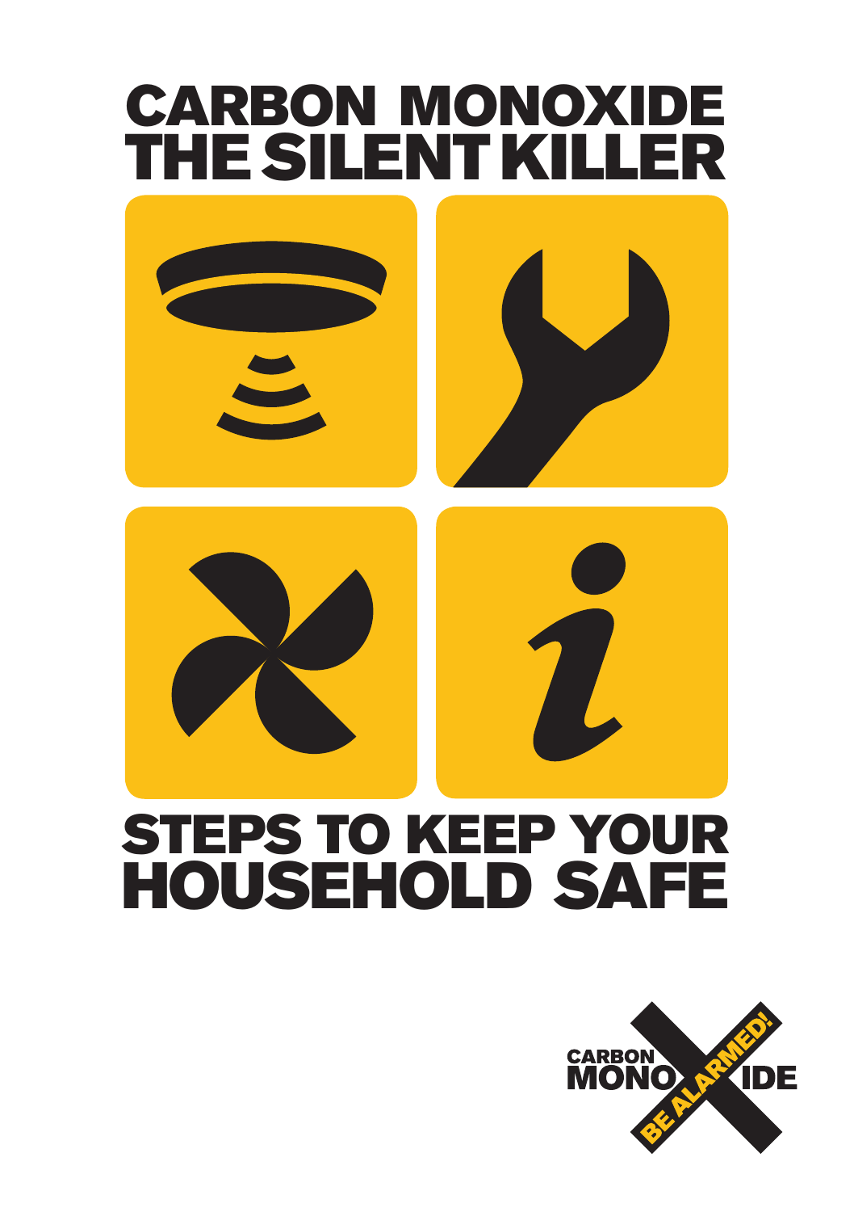# CARBON MONOXIDE THE SILENT KILLER

## STEPS TO KEEP YOUR HOUSEHOLD SAFE

CARBON MONOXIDE BE ALARMED!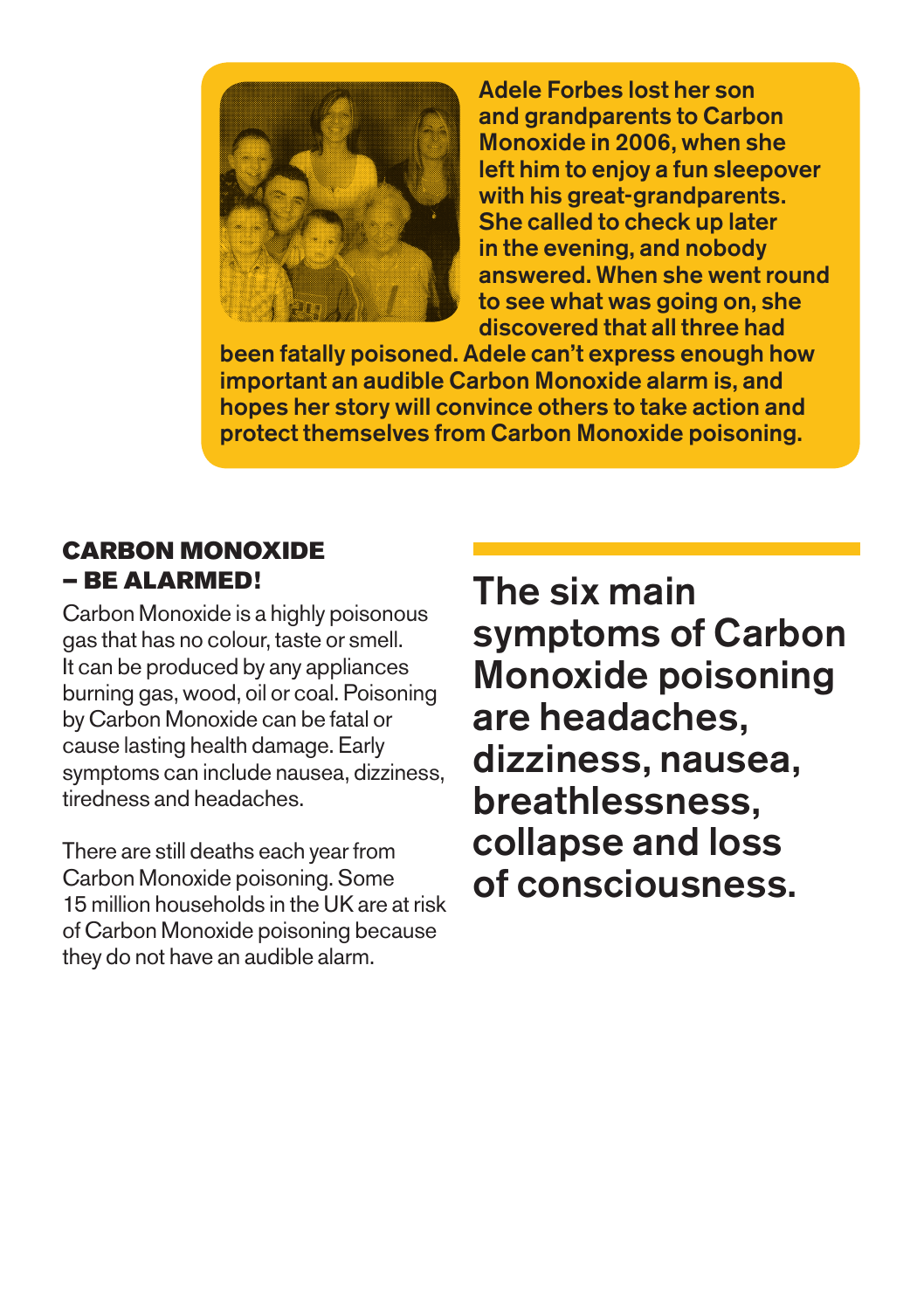**Adele Forbes lost her son and grandparents to Carbon Monoxide in 2006, when she left him to enjoy a fun sleepover with his great-grandparents. She called to check up later in the evening, and nobody answered. When she went round to see what was going on, she discovered that all three had been fatally poisoned. Adele can't express enough how important an audible Carbon Monoxide alarm is, and hopes her story will convince others to take action and protect themselves from Carbon Monoxide poisoning.**

## CARBON MONOXIDE – BE ALARMED!

Carbon Monoxide is a highly poisonous gas that has no colour, taste or smell. It can be produced by any appliances burning gas, wood, oil or coal. Poisoning by Carbon Monoxide can be fatal or cause lasting health damage. Early symptoms can include nausea, dizziness, tiredness and headaches.

There are still deaths each year from Carbon Monoxide poisoning. Some 15 million households in the UK are at risk of Carbon Monoxide poisoning because they do not have an audible alarm.

**The six main symptoms of Carbon Monoxide poisoning are headaches, dizziness, nausea, breathlessness, collapse and loss of consciousness.**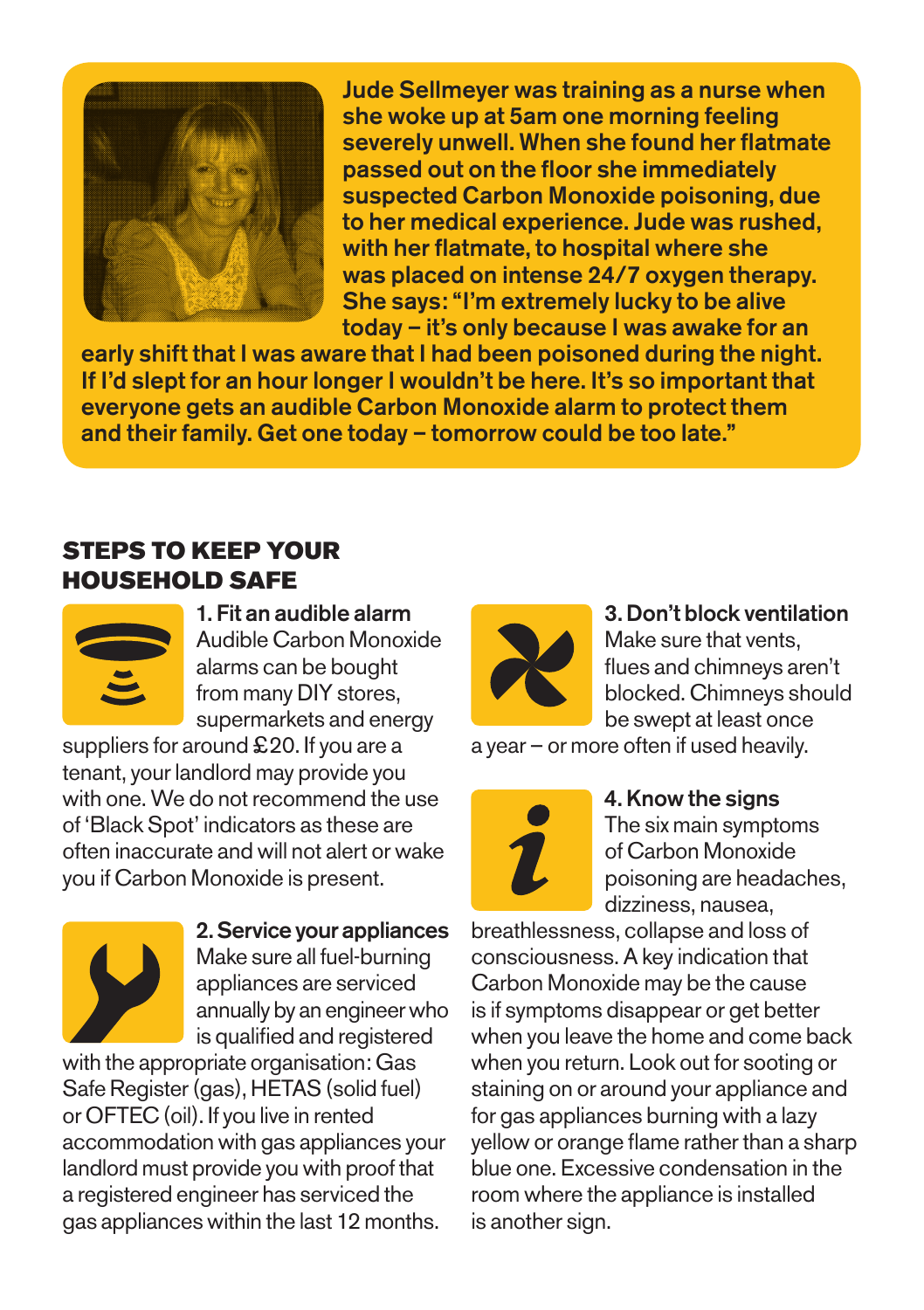**Jude Sellmeyer was training as a nurse when she woke up at 5am one morning feeling severely unwell. When she found her flatmate passed out on the floor she immediately suspected Carbon Monoxide poisoning, due to her medical experience. Jude was rushed, with her flatmate, to hospital where she was placed on intense 24/7 oxygen therapy. She says: "I'm extremely lucky to be alive today – it's only because I was awake for an early shift that I was aware that I had been poisoned during the night. If I'd slept for an hour longer I wouldn't be here. It's so important that everyone gets an audible Carbon Monoxide alarm to protect them and their family. Get one today – tomorrow could be too late."**

## STEPS TO KEEP YOUR HOUSEHOLD SAFE

### 1. Fit an audible alarm

Audible Carbon Monoxide alarms can be bought from many DIY stores, supermarkets and energy suppliers for around £20. If you are a tenant, your landlord may provide you with one. We do not recommend the use of 'Black Spot' indicators as these are often inaccurate and will not alert or wake you if Carbon Monoxide is present.

### 2. Service your appliances

Make sure all fuel-burning appliances are serviced annually by an engineer who is qualified and registered with the appropriate organisation: Gas Safe Register (gas), HETAS (solid fuel) or OFTEC (oil). If you live in rented accommodation with gas appliances your landlord must provide you with proof that a registered engineer has serviced the gas appliances within the last 12 months.

### 3. Don't block ventilation

Make sure that vents, flues and chimneys aren't blocked. Chimneys should be swept at least once a year – or more often if used heavily.

### 4. Know the signs

The six main symptoms of Carbon Monoxide poisoning are headaches, dizziness, nausea, breathlessness, collapse and loss of consciousness. A key indication that Carbon Monoxide may be the cause is if symptoms disappear or get better when you leave the home and come back when you return. Look out for sooting or staining on or around your appliance and for gas appliances burning with a lazy yellow or orange flame rather than a sharp blue one. Excessive condensation in the room where the appliance is installed is another sign.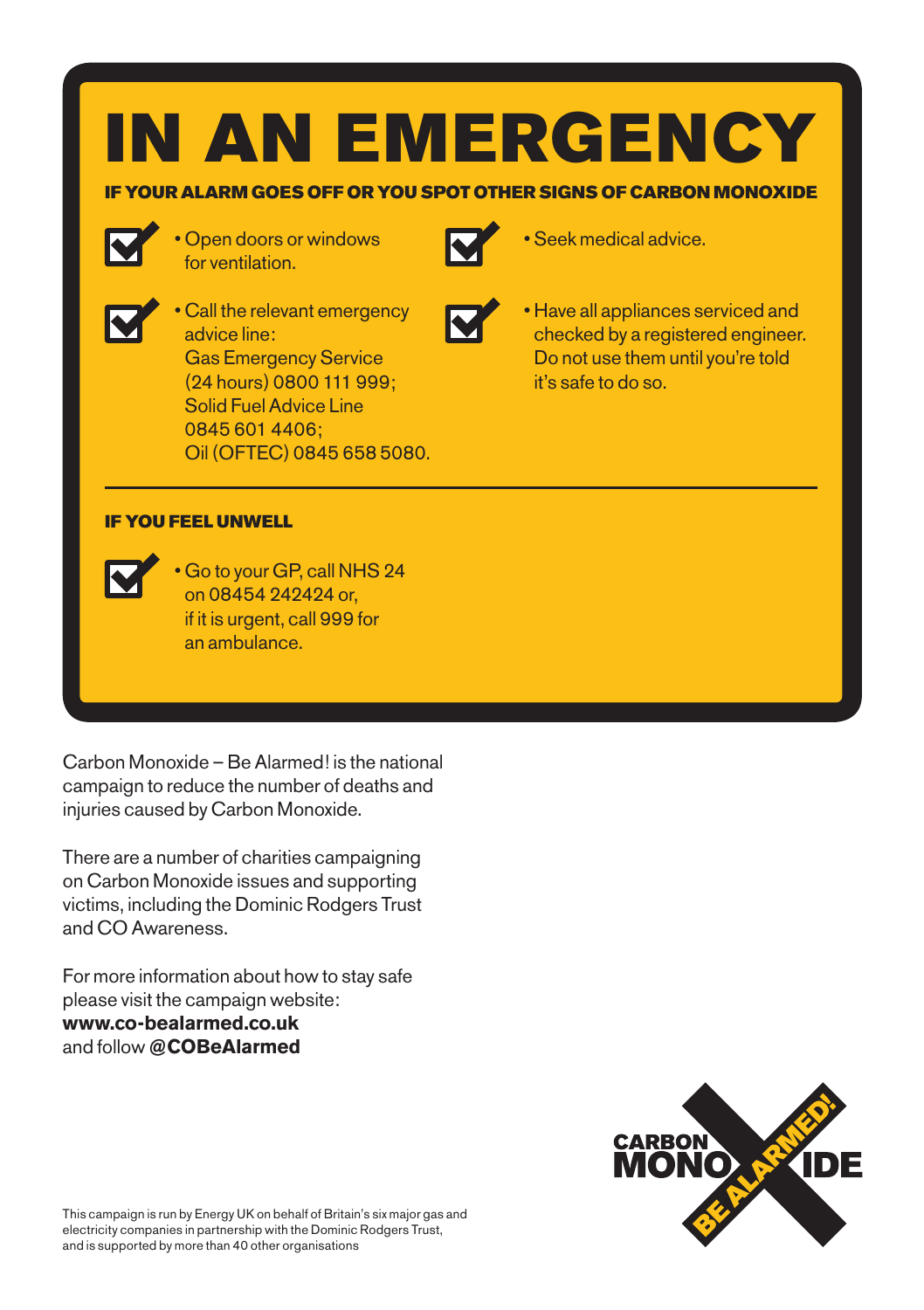# IN AN EMERGENCY

**IF YOUR ALARM GOES OFF OR YOU SPOT OTHER SIGNS OF CARBON MONOXIDE**

- Open doors or windows for ventilation.
- Call the relevant emergency advice line: Gas Emergency Service (24 hours) 0800 111 999; Solid Fuel Advice Line 0845 601 4406; Oil (OFTEC) 0845 658 5080.
- Seek medical advice.
- Have all appliances serviced and checked by a registered engineer. Do not use them until you're told it's safe to do so.

**IF YOU FEEL UNWELL**

- Go to your GP, call NHS 24 on 08454 242424 or, if it is urgent, call 999 for an ambulance.

Carbon Monoxide – Be Alarmed! is the national campaign to reduce the number of deaths and injuries caused by Carbon Monoxide.

There are a number of charities campaigning on Carbon Monoxide issues and supporting victims, including the Dominic Rodgers Trust and CO Awareness.

For more information about how to stay safe please visit the campaign website:
**www.co-bealarmed.co.uk**
and follow **@COBeAlarmed**

CARBON MONOXIDE BE ALARMED!

This campaign is run by Energy UK on behalf of Britain's six major gas and electricity companies in partnership with the Dominic Rodgers Trust, and is supported by more than 40 other organisations